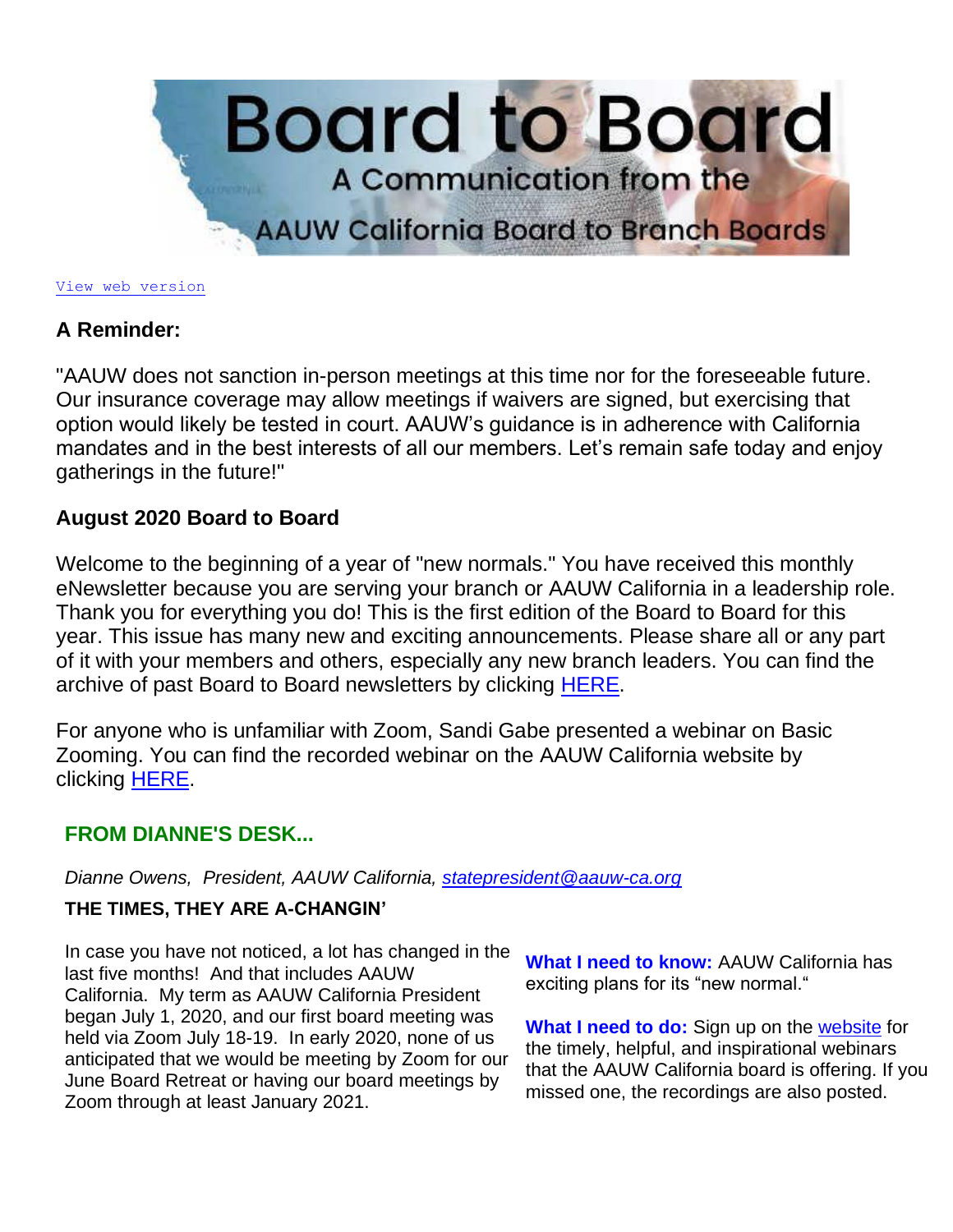# Board to Board

A Communication from the AAUW California Board to Branch Boards

View web version

### A Reminder:

"AAUW does not sanction in-person meetings at this time nor for the foreseeable future. Our insurance coverage may allow meetings if waivers are signed, but exercising that option would likely be tested in court. AAUW's guidance is in adherence with California mandates and in the best interests of all our members. Let's remain safe today and enjoy gatherings in the future!"

### August 2020 Board to Board

Welcome to the beginning of a year of "new normals." You have received this monthly eNewsletter because you are serving your branch or AAUW California in a leadership role. Thank you for everything you do! This is the first edition of the Board to Board for this year. This issue has many new and exciting announcements. Please share all or any part of it with your members and others, especially any new branch leaders. You can find the archive of past Board to Board newsletters by clicking HERE.

For anyone who is unfamiliar with Zoom, Sandi Gabe presented a webinar on Basic Zooming. You can find the recorded webinar on the AAUW California website by clicking HERE.

## FROM DIANNE'S DESK...

*Dianne Owens, President, AAUW California, statepresident@aauw-ca.org*

**THE TIMES, THEY ARE A-CHANGIN'**

In case you have not noticed, a lot has changed in the last five months! And that includes AAUW California. My term as AAUW California President began July 1, 2020, and our first board meeting was held via Zoom July 18-19. In early 2020, none of us anticipated that we would be meeting by Zoom for our June Board Retreat or having our board meetings by Zoom through at least January 2021.

**What I need to know:** AAUW California has exciting plans for its "new normal."

**What I need to do:** Sign up on the website for the timely, helpful, and inspirational webinars that the AAUW California board is offering. If you missed one, the recordings are also posted.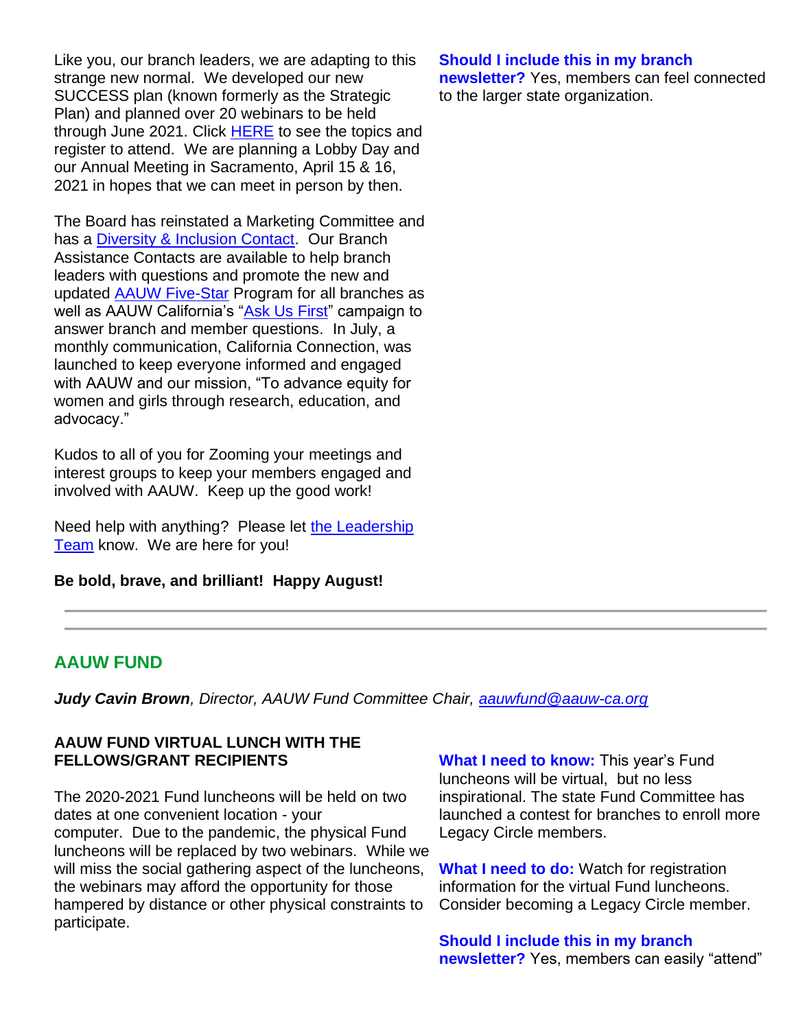Like you, our branch leaders, we are adapting to this strange new normal. We developed our new SUCCESS plan (known formerly as the Strategic Plan) and planned over 20 webinars to be held through June 2021. Click HERE to see the topics and register to attend. We are planning a Lobby Day and our Annual Meeting in Sacramento, April 15 & 16, 2021 in hopes that we can meet in person by then.

The Board has reinstated a Marketing Committee and has a Diversity & Inclusion Contact. Our Branch Assistance Contacts are available to help branch leaders with questions and promote the new and updated AAUW Five-Star Program for all branches as well as AAUW California's "Ask Us First" campaign to answer branch and member questions. In July, a monthly communication, California Connection, was launched to keep everyone informed and engaged with AAUW and our mission, "To advance equity for women and girls through research, education, and advocacy."

Kudos to all of you for Zooming your meetings and interest groups to keep your members engaged and involved with AAUW. Keep up the good work!

Need help with anything? Please let the Leadership Team know. We are here for you!

**Be bold, brave, and brilliant! Happy August!**

**Should I include this in my branch newsletter?** Yes, members can feel connected to the larger state organization.

---

## AAUW FUND

***Judy Cavin Brown****, Director, AAUW Fund Committee Chair, aauwfund@aauw-ca.org*

**AAUW FUND VIRTUAL LUNCH WITH THE FELLOWS/GRANT RECIPIENTS**

The 2020-2021 Fund luncheons will be held on two dates at one convenient location - your computer. Due to the pandemic, the physical Fund luncheons will be replaced by two webinars. While we will miss the social gathering aspect of the luncheons, the webinars may afford the opportunity for those hampered by distance or other physical constraints to participate.

**What I need to know:** This year's Fund luncheons will be virtual, but no less inspirational. The state Fund Committee has launched a contest for branches to enroll more Legacy Circle members.

**What I need to do:** Watch for registration information for the virtual Fund luncheons. Consider becoming a Legacy Circle member.

**Should I include this in my branch newsletter?** Yes, members can easily "attend"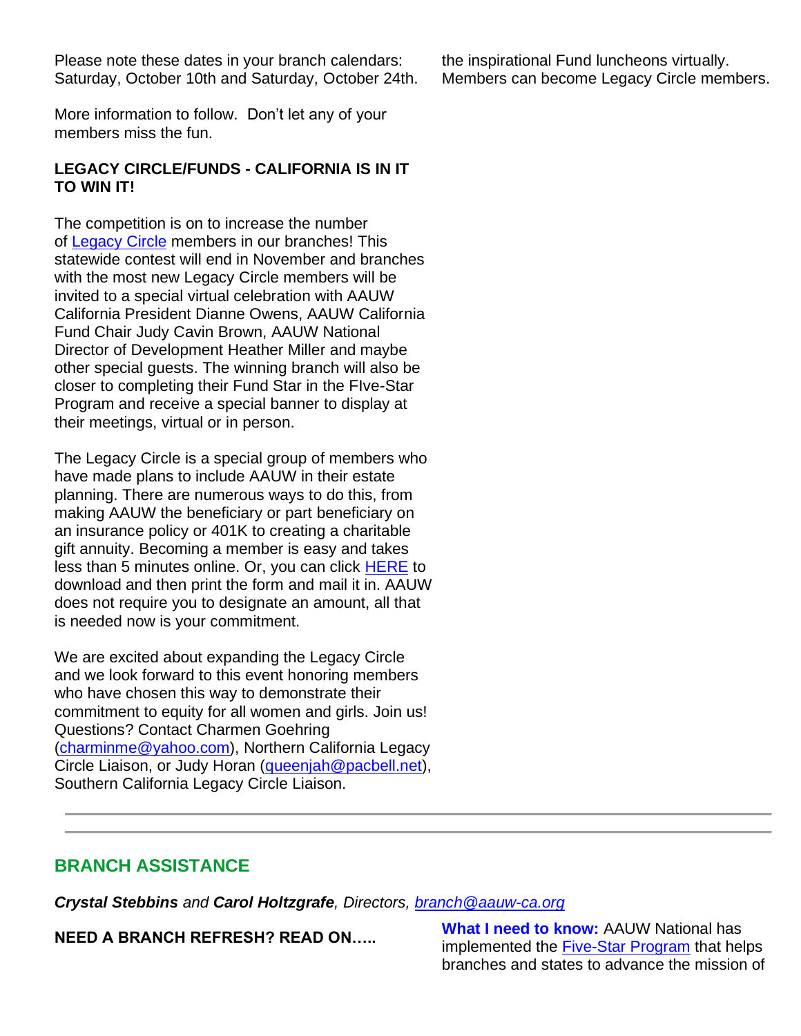Please note these dates in your branch calendars: Saturday, October 10th and Saturday, October 24th.

More information to follow. Don't let any of your members miss the fun.

**LEGACY CIRCLE/FUNDS - CALIFORNIA IS IN IT TO WIN IT!**

The competition is on to increase the number of Legacy Circle members in our branches! This statewide contest will end in November and branches with the most new Legacy Circle members will be invited to a special virtual celebration with AAUW California President Dianne Owens, AAUW California Fund Chair Judy Cavin Brown, AAUW National Director of Development Heather Miller and maybe other special guests. The winning branch will also be closer to completing their Fund Star in the FIve-Star Program and receive a special banner to display at their meetings, virtual or in person.

The Legacy Circle is a special group of members who have made plans to include AAUW in their estate planning. There are numerous ways to do this, from making AAUW the beneficiary or part beneficiary on an insurance policy or 401K to creating a charitable gift annuity. Becoming a member is easy and takes less than 5 minutes online. Or, you can click HERE to download and then print the form and mail it in. AAUW does not require you to designate an amount, all that is needed now is your commitment.

We are excited about expanding the Legacy Circle and we look forward to this event honoring members who have chosen this way to demonstrate their commitment to equity for all women and girls. Join us! Questions? Contact Charmen Goehring (charminme@yahoo.com), Northern California Legacy Circle Liaison, or Judy Horan (queenjah@pacbell.net), Southern California Legacy Circle Liaison.

the inspirational Fund luncheons virtually. Members can become Legacy Circle members.

---

## BRANCH ASSISTANCE

***Crystal Stebbins** and **Carol Holtzgrafe**, Directors, branch@aauw-ca.org*

**NEED A BRANCH REFRESH? READ ON…..**

**What I need to know:** AAUW National has implemented the Five-Star Program that helps branches and states to advance the mission of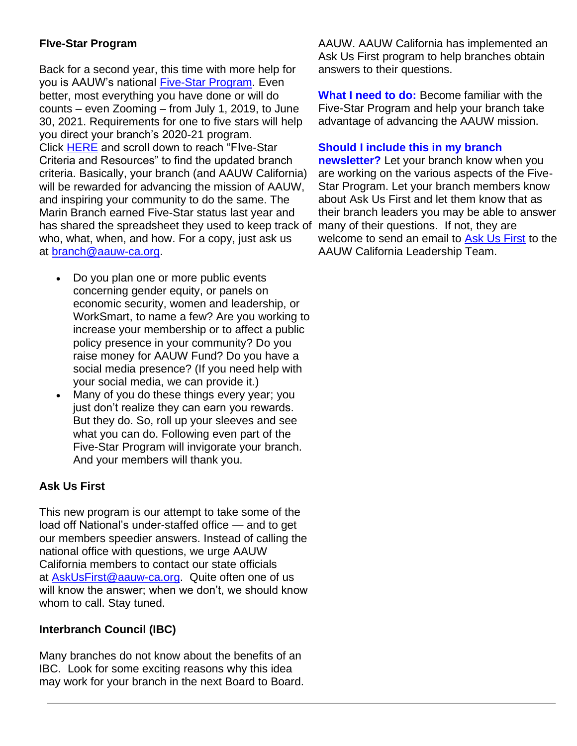**FIve-Star Program**

Back for a second year, this time with more help for you is AAUW's national Five-Star Program. Even better, most everything you have done or will do counts – even Zooming – from July 1, 2019, to June 30, 2021. Requirements for one to five stars will help you direct your branch's 2020-21 program. Click HERE and scroll down to reach "FIve-Star Criteria and Resources" to find the updated branch criteria. Basically, your branch (and AAUW California) will be rewarded for advancing the mission of AAUW, and inspiring your community to do the same. The Marin Branch earned Five-Star status last year and has shared the spreadsheet they used to keep track of who, what, when, and how. For a copy, just ask us at branch@aauw-ca.org.

- Do you plan one or more public events concerning gender equity, or panels on economic security, women and leadership, or WorkSmart, to name a few? Are you working to increase your membership or to affect a public policy presence in your community? Do you raise money for AAUW Fund? Do you have a social media presence? (If you need help with your social media, we can provide it.)
- Many of you do these things every year; you just don't realize they can earn you rewards. But they do. So, roll up your sleeves and see what you can do. Following even part of the Five-Star Program will invigorate your branch. And your members will thank you.

**Ask Us First**

This new program is our attempt to take some of the load off National's under-staffed office — and to get our members speedier answers. Instead of calling the national office with questions, we urge AAUW California members to contact our state officials at AskUsFirst@aauw-ca.org. Quite often one of us will know the answer; when we don't, we should know whom to call. Stay tuned.

**Interbranch Council (IBC)**

Many branches do not know about the benefits of an IBC. Look for some exciting reasons why this idea may work for your branch in the next Board to Board.

AAUW. AAUW California has implemented an Ask Us First program to help branches obtain answers to their questions.

**What I need to do:** Become familiar with the Five-Star Program and help your branch take advantage of advancing the AAUW mission.

**Should I include this in my branch newsletter?** Let your branch know when you are working on the various aspects of the Five-Star Program. Let your branch members know about Ask Us First and let them know that as their branch leaders you may be able to answer many of their questions. If not, they are welcome to send an email to Ask Us First to the AAUW California Leadership Team.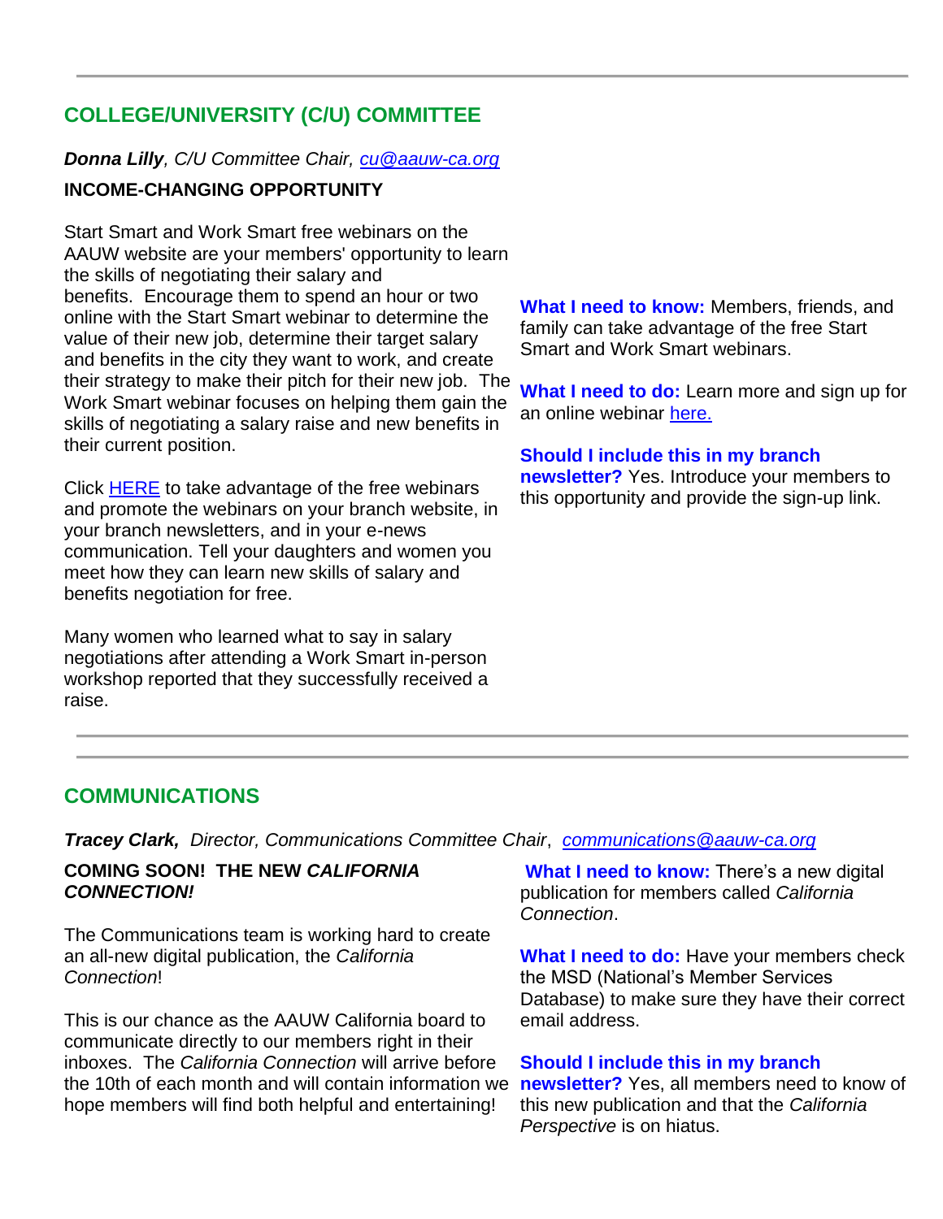---

## COLLEGE/UNIVERSITY (C/U) COMMITTEE

***Donna Lilly**, C/U Committee Chair, cu@aauw-ca.org*

**INCOME-CHANGING OPPORTUNITY**

Start Smart and Work Smart free webinars on the AAUW website are your members' opportunity to learn the skills of negotiating their salary and benefits. Encourage them to spend an hour or two online with the Start Smart webinar to determine the value of their new job, determine their target salary and benefits in the city they want to work, and create their strategy to make their pitch for their new job. The Work Smart webinar focuses on helping them gain the skills of negotiating a salary raise and new benefits in their current position.

Click HERE to take advantage of the free webinars and promote the webinars on your branch website, in your branch newsletters, and in your e-news communication. Tell your daughters and women you meet how they can learn new skills of salary and benefits negotiation for free.

Many women who learned what to say in salary negotiations after attending a Work Smart in-person workshop reported that they successfully received a raise.

**What I need to know:** Members, friends, and family can take advantage of the free Start Smart and Work Smart webinars.

**What I need to do:** Learn more and sign up for an online webinar here.

**Should I include this in my branch newsletter?** Yes. Introduce your members to this opportunity and provide the sign-up link.

---

## COMMUNICATIONS

***Tracey Clark,** Director, Communications Committee Chair, communications@aauw-ca.org*

**COMING SOON! THE NEW *CALIFORNIA CONNECTION!***

The Communications team is working hard to create an all-new digital publication, the *California Connection*!

This is our chance as the AAUW California board to communicate directly to our members right in their inboxes. The *California Connection* will arrive before the 10th of each month and will contain information we hope members will find both helpful and entertaining!

**What I need to know:** There's a new digital publication for members called *California Connection*.

**What I need to do:** Have your members check the MSD (National's Member Services Database) to make sure they have their correct email address.

**Should I include this in my branch newsletter?** Yes, all members need to know of this new publication and that the *California Perspective* is on hiatus.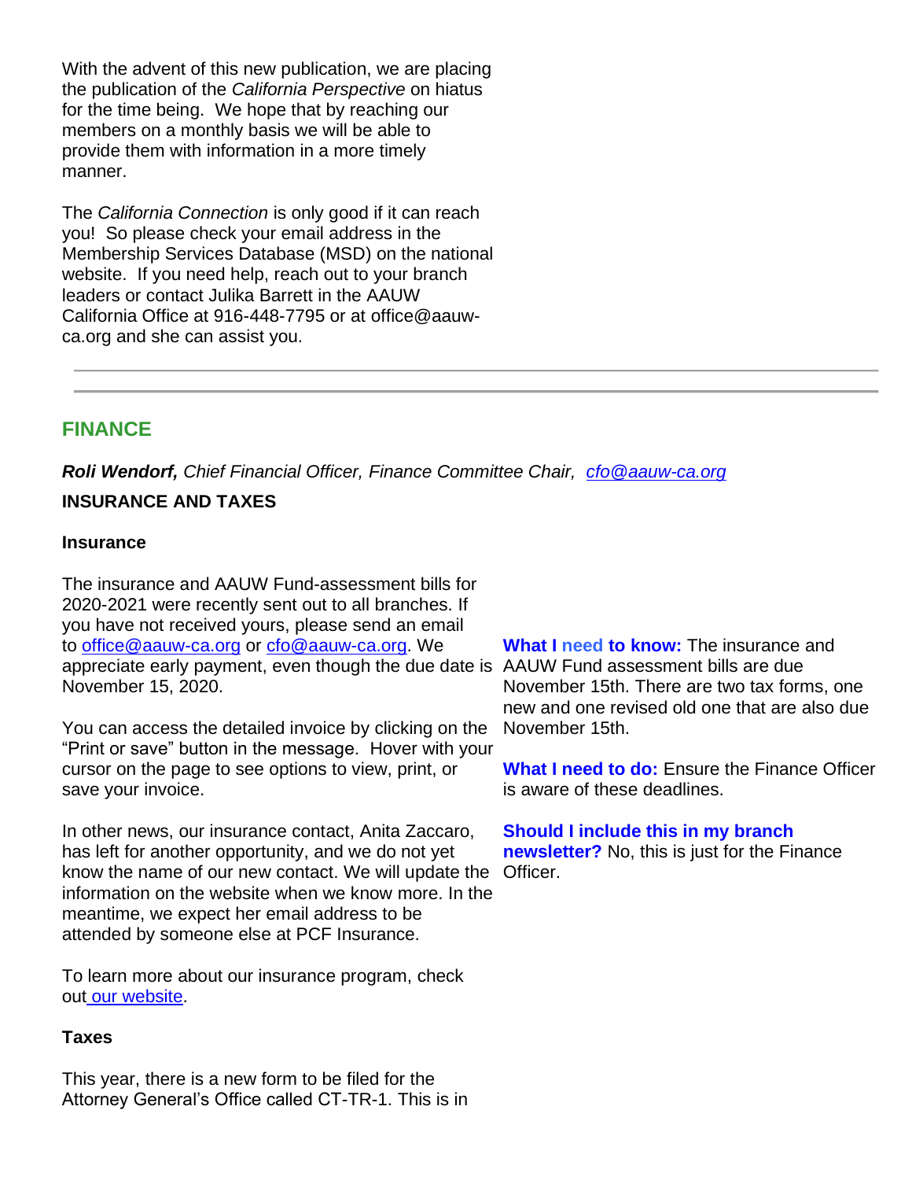With the advent of this new publication, we are placing the publication of the *California Perspective* on hiatus for the time being. We hope that by reaching our members on a monthly basis we will be able to provide them with information in a more timely manner.

The *California Connection* is only good if it can reach you! So please check your email address in the Membership Services Database (MSD) on the national website. If you need help, reach out to your branch leaders or contact Julika Barrett in the AAUW California Office at 916-448-7795 or at office@aauw-ca.org and she can assist you.

---

## FINANCE

***Roli Wendorf,*** *Chief Financial Officer, Finance Committee Chair, [cfo@aauw-ca.org](mailto:cfo@aauw-ca.org)*

**INSURANCE AND TAXES**

**Insurance**

The insurance and AAUW Fund-assessment bills for 2020-2021 were recently sent out to all branches. If you have not received yours, please send an email to [office@aauw-ca.org](mailto:office@aauw-ca.org) or [cfo@aauw-ca.org](mailto:cfo@aauw-ca.org). We appreciate early payment, even though the due date is November 15, 2020.

You can access the detailed invoice by clicking on the "Print or save" button in the message. Hover with your cursor on the page to see options to view, print, or save your invoice.

In other news, our insurance contact, Anita Zaccaro, has left for another opportunity, and we do not yet know the name of our new contact. We will update the information on the website when we know more. In the meantime, we expect her email address to be attended by someone else at PCF Insurance.

To learn more about our insurance program, check out [our website](#).

**What I need to know:** The insurance and AAUW Fund assessment bills are due November 15th. There are two tax forms, one new and one revised old one that are also due November 15th.

**What I need to do:** Ensure the Finance Officer is aware of these deadlines.

**Should I include this in my branch newsletter?** No, this is just for the Finance Officer.

**Taxes**

This year, there is a new form to be filed for the Attorney General's Office called CT-TR-1. This is in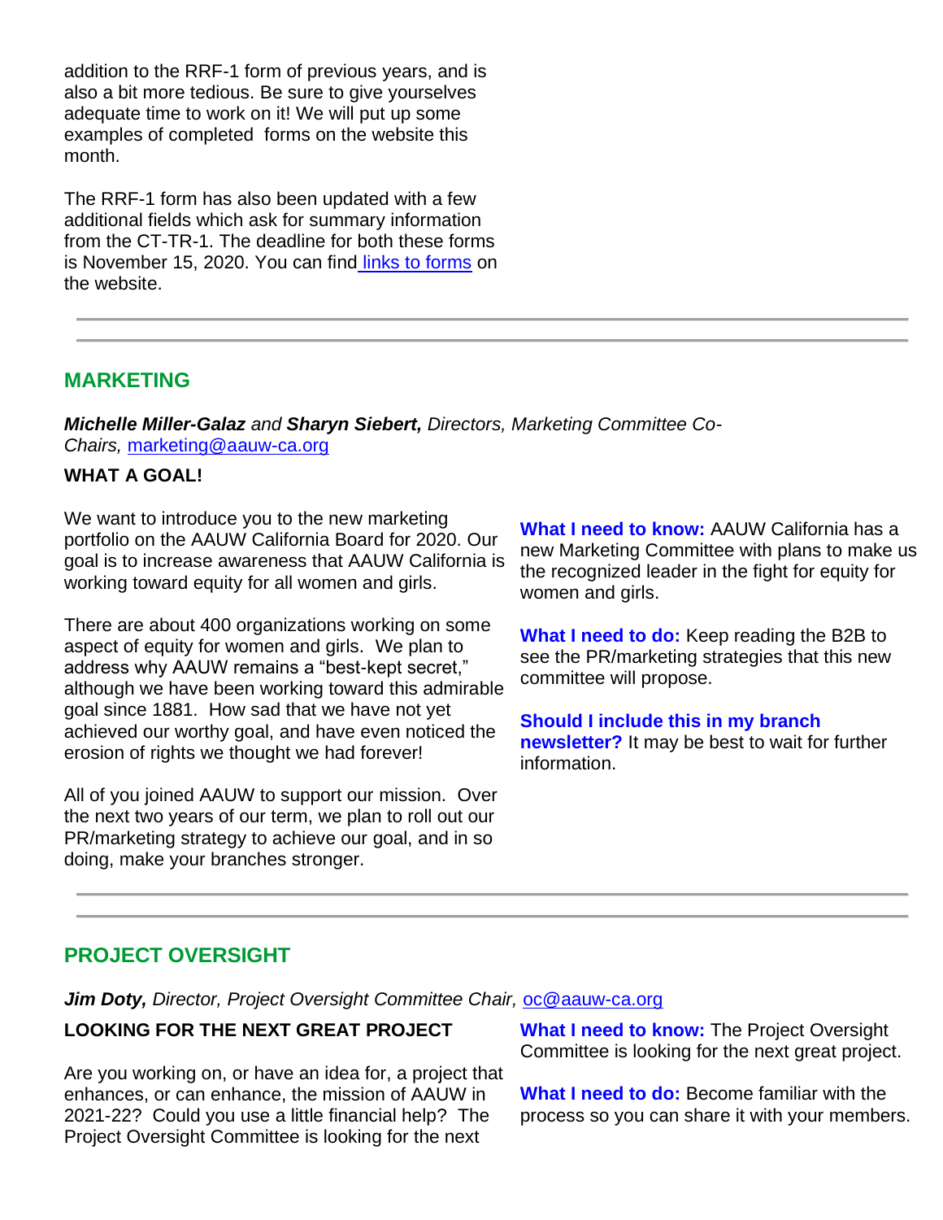addition to the RRF-1 form of previous years, and is also a bit more tedious. Be sure to give yourselves adequate time to work on it! We will put up some examples of completed forms on the website this month.

The RRF-1 form has also been updated with a few additional fields which ask for summary information from the CT-TR-1. The deadline for both these forms is November 15, 2020. You can find links to forms on the website.

---

## MARKETING

***Michelle Miller-Galaz** and **Sharyn Siebert,** Directors, Marketing Committee Co-Chairs,* marketing@aauw-ca.org

**WHAT A GOAL!**

We want to introduce you to the new marketing portfolio on the AAUW California Board for 2020. Our goal is to increase awareness that AAUW California is working toward equity for all women and girls.

There are about 400 organizations working on some aspect of equity for women and girls. We plan to address why AAUW remains a "best-kept secret," although we have been working toward this admirable goal since 1881. How sad that we have not yet achieved our worthy goal, and have even noticed the erosion of rights we thought we had forever!

All of you joined AAUW to support our mission. Over the next two years of our term, we plan to roll out our PR/marketing strategy to achieve our goal, and in so doing, make your branches stronger.

**What I need to know:** AAUW California has a new Marketing Committee with plans to make us the recognized leader in the fight for equity for women and girls.

**What I need to do:** Keep reading the B2B to see the PR/marketing strategies that this new committee will propose.

**Should I include this in my branch newsletter?** It may be best to wait for further information.

---

## PROJECT OVERSIGHT

***Jim Doty,** Director, Project Oversight Committee Chair,* oc@aauw-ca.org

**LOOKING FOR THE NEXT GREAT PROJECT**

Are you working on, or have an idea for, a project that enhances, or can enhance, the mission of AAUW in 2021-22? Could you use a little financial help? The Project Oversight Committee is looking for the next

**What I need to know:** The Project Oversight Committee is looking for the next great project.

**What I need to do:** Become familiar with the process so you can share it with your members.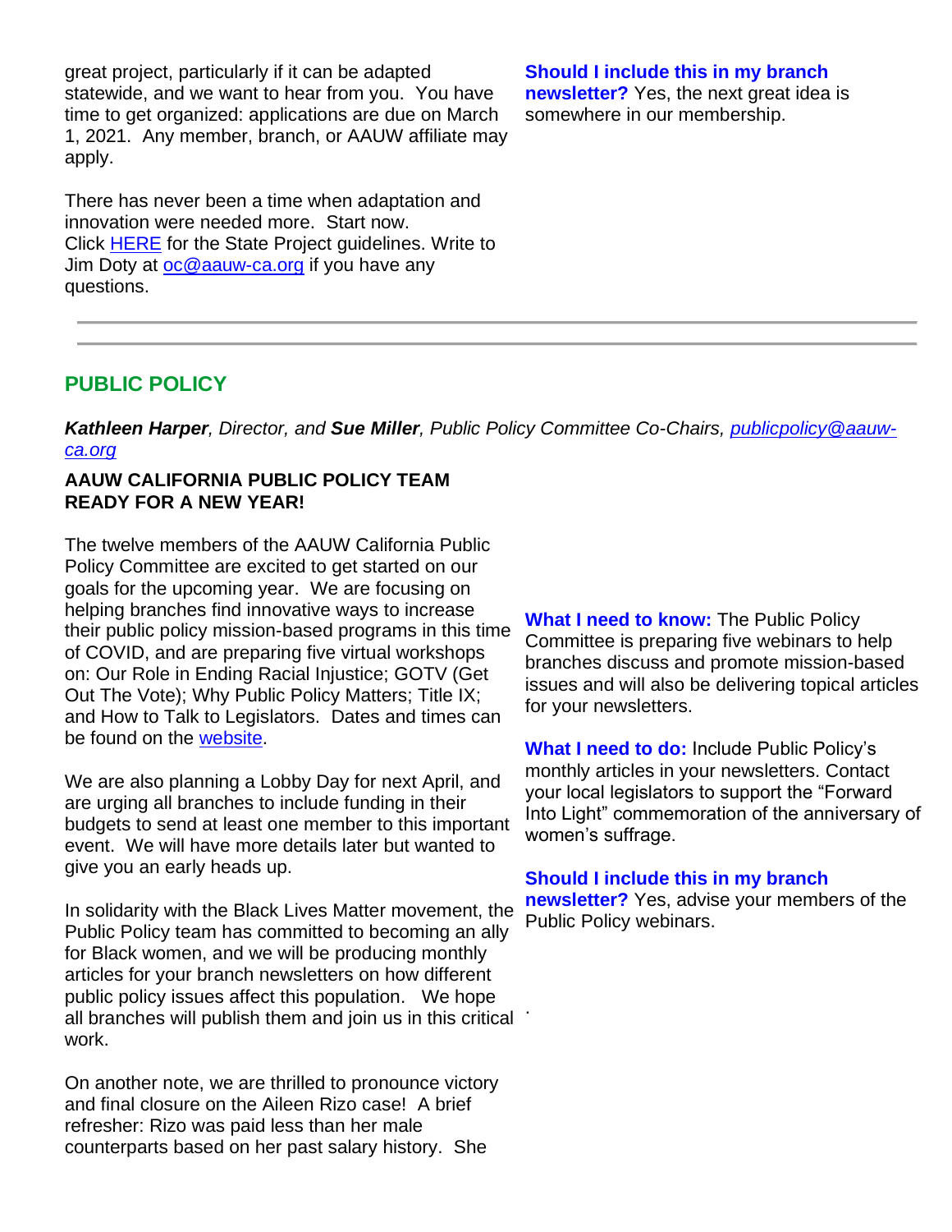great project, particularly if it can be adapted statewide, and we want to hear from you. You have time to get organized: applications are due on March 1, 2021. Any member, branch, or AAUW affiliate may apply.

There has never been a time when adaptation and innovation were needed more. Start now. Click HERE for the State Project guidelines. Write to Jim Doty at oc@aauw-ca.org if you have any questions.

**Should I include this in my branch newsletter?** Yes, the next great idea is somewhere in our membership.

---

## PUBLIC POLICY

***Kathleen Harper**, Director, and **Sue Miller**, Public Policy Committee Co-Chairs, publicpolicy@aauw-ca.org*

**AAUW CALIFORNIA PUBLIC POLICY TEAM READY FOR A NEW YEAR!**

The twelve members of the AAUW California Public Policy Committee are excited to get started on our goals for the upcoming year. We are focusing on helping branches find innovative ways to increase their public policy mission-based programs in this time of COVID, and are preparing five virtual workshops on: Our Role in Ending Racial Injustice; GOTV (Get Out The Vote); Why Public Policy Matters; Title IX; and How to Talk to Legislators. Dates and times can be found on the website.

We are also planning a Lobby Day for next April, and are urging all branches to include funding in their budgets to send at least one member to this important event. We will have more details later but wanted to give you an early heads up.

In solidarity with the Black Lives Matter movement, the Public Policy team has committed to becoming an ally for Black women, and we will be producing monthly articles for your branch newsletters on how different public policy issues affect this population. We hope all branches will publish them and join us in this critical work.

On another note, we are thrilled to pronounce victory and final closure on the Aileen Rizo case! A brief refresher: Rizo was paid less than her male counterparts based on her past salary history. She

**What I need to know:** The Public Policy Committee is preparing five webinars to help branches discuss and promote mission-based issues and will also be delivering topical articles for your newsletters.

**What I need to do:** Include Public Policy's monthly articles in your newsletters. Contact your local legislators to support the "Forward Into Light" commemoration of the anniversary of women's suffrage.

**Should I include this in my branch newsletter?** Yes, advise your members of the Public Policy webinars.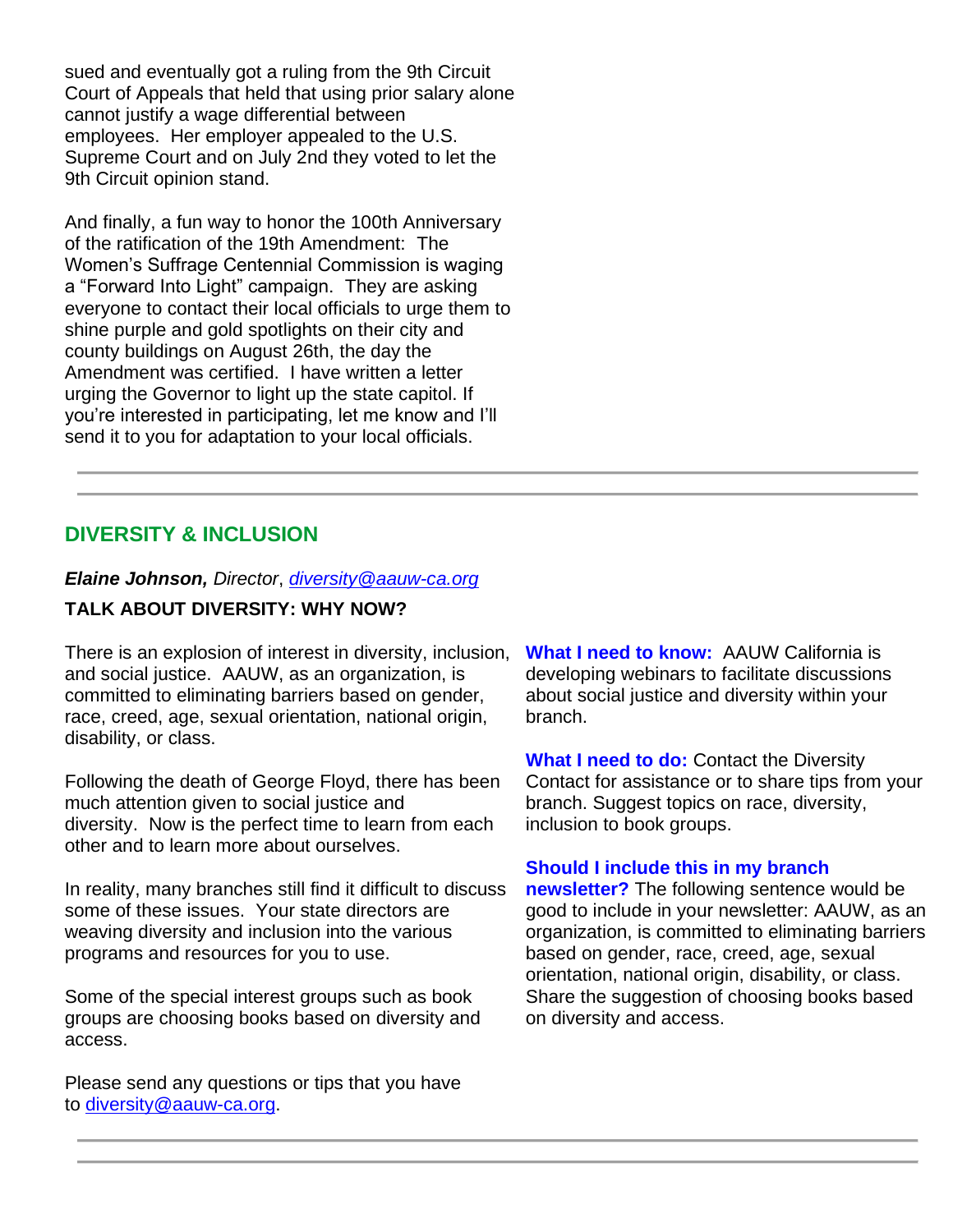sued and eventually got a ruling from the 9th Circuit Court of Appeals that held that using prior salary alone cannot justify a wage differential between employees. Her employer appealed to the U.S. Supreme Court and on July 2nd they voted to let the 9th Circuit opinion stand.

And finally, a fun way to honor the 100th Anniversary of the ratification of the 19th Amendment: The Women's Suffrage Centennial Commission is waging a "Forward Into Light" campaign. They are asking everyone to contact their local officials to urge them to shine purple and gold spotlights on their city and county buildings on August 26th, the day the Amendment was certified. I have written a letter urging the Governor to light up the state capitol. If you're interested in participating, let me know and I'll send it to you for adaptation to your local officials.

---

## DIVERSITY & INCLUSION

***Elaine Johnson,*** *Director*, *diversity@aauw-ca.org*

**TALK ABOUT DIVERSITY: WHY NOW?**

There is an explosion of interest in diversity, inclusion, and social justice. AAUW, as an organization, is committed to eliminating barriers based on gender, race, creed, age, sexual orientation, national origin, disability, or class.

Following the death of George Floyd, there has been much attention given to social justice and diversity. Now is the perfect time to learn from each other and to learn more about ourselves.

In reality, many branches still find it difficult to discuss some of these issues. Your state directors are weaving diversity and inclusion into the various programs and resources for you to use.

Some of the special interest groups such as book groups are choosing books based on diversity and access.

Please send any questions or tips that you have to diversity@aauw-ca.org.

**What I need to know:** AAUW California is developing webinars to facilitate discussions about social justice and diversity within your branch.

**What I need to do:** Contact the Diversity Contact for assistance or to share tips from your branch. Suggest topics on race, diversity, inclusion to book groups.

**Should I include this in my branch newsletter?** The following sentence would be good to include in your newsletter: AAUW, as an organization, is committed to eliminating barriers based on gender, race, creed, age, sexual orientation, national origin, disability, or class. Share the suggestion of choosing books based on diversity and access.

---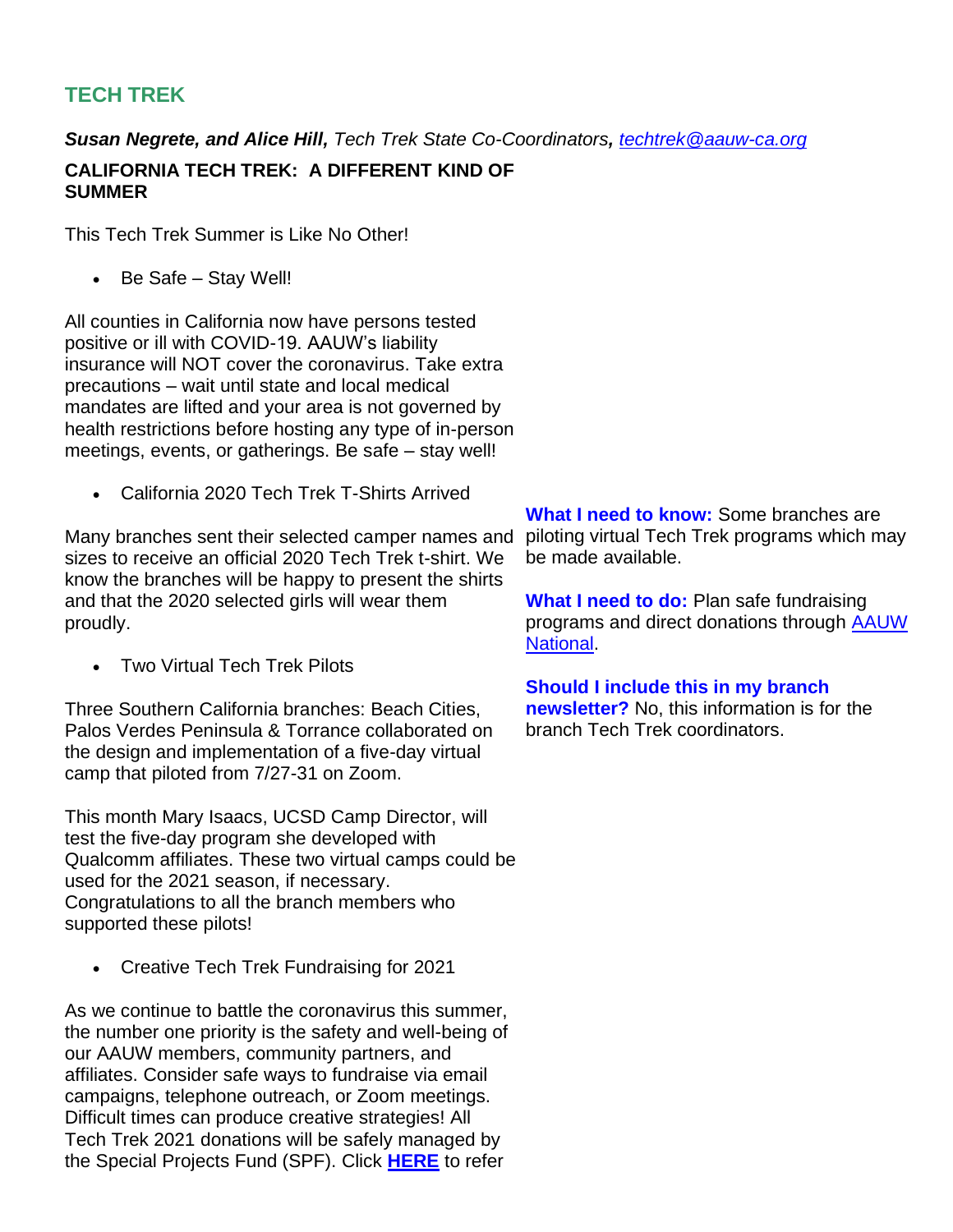## TECH TREK

***Susan Negrete, and Alice Hill,*** *Tech Trek State Co-Coordinators, [techtrek@aauw-ca.org](mailto:techtrek@aauw-ca.org)*

**CALIFORNIA TECH TREK: A DIFFERENT KIND OF SUMMER**

This Tech Trek Summer is Like No Other!

- Be Safe – Stay Well!

All counties in California now have persons tested positive or ill with COVID-19. AAUW's liability insurance will NOT cover the coronavirus. Take extra precautions – wait until state and local medical mandates are lifted and your area is not governed by health restrictions before hosting any type of in-person meetings, events, or gatherings. Be safe – stay well!

- California 2020 Tech Trek T-Shirts Arrived

Many branches sent their selected camper names and sizes to receive an official 2020 Tech Trek t-shirt. We know the branches will be happy to present the shirts and that the 2020 selected girls will wear them proudly.

- Two Virtual Tech Trek Pilots

Three Southern California branches: Beach Cities, Palos Verdes Peninsula & Torrance collaborated on the design and implementation of a five-day virtual camp that piloted from 7/27-31 on Zoom.

This month Mary Isaacs, UCSD Camp Director, will test the five-day program she developed with Qualcomm affiliates. These two virtual camps could be used for the 2021 season, if necessary. Congratulations to all the branch members who supported these pilots!

- Creative Tech Trek Fundraising for 2021

As we continue to battle the coronavirus this summer, the number one priority is the safety and well-being of our AAUW members, community partners, and affiliates. Consider safe ways to fundraise via email campaigns, telephone outreach, or Zoom meetings. Difficult times can produce creative strategies! All Tech Trek 2021 donations will be safely managed by the Special Projects Fund (SPF). Click **HERE** to refer

**What I need to know:** Some branches are piloting virtual Tech Trek programs which may be made available.

**What I need to do:** Plan safe fundraising programs and direct donations through AAUW National.

**Should I include this in my branch newsletter?** No, this information is for the branch Tech Trek coordinators.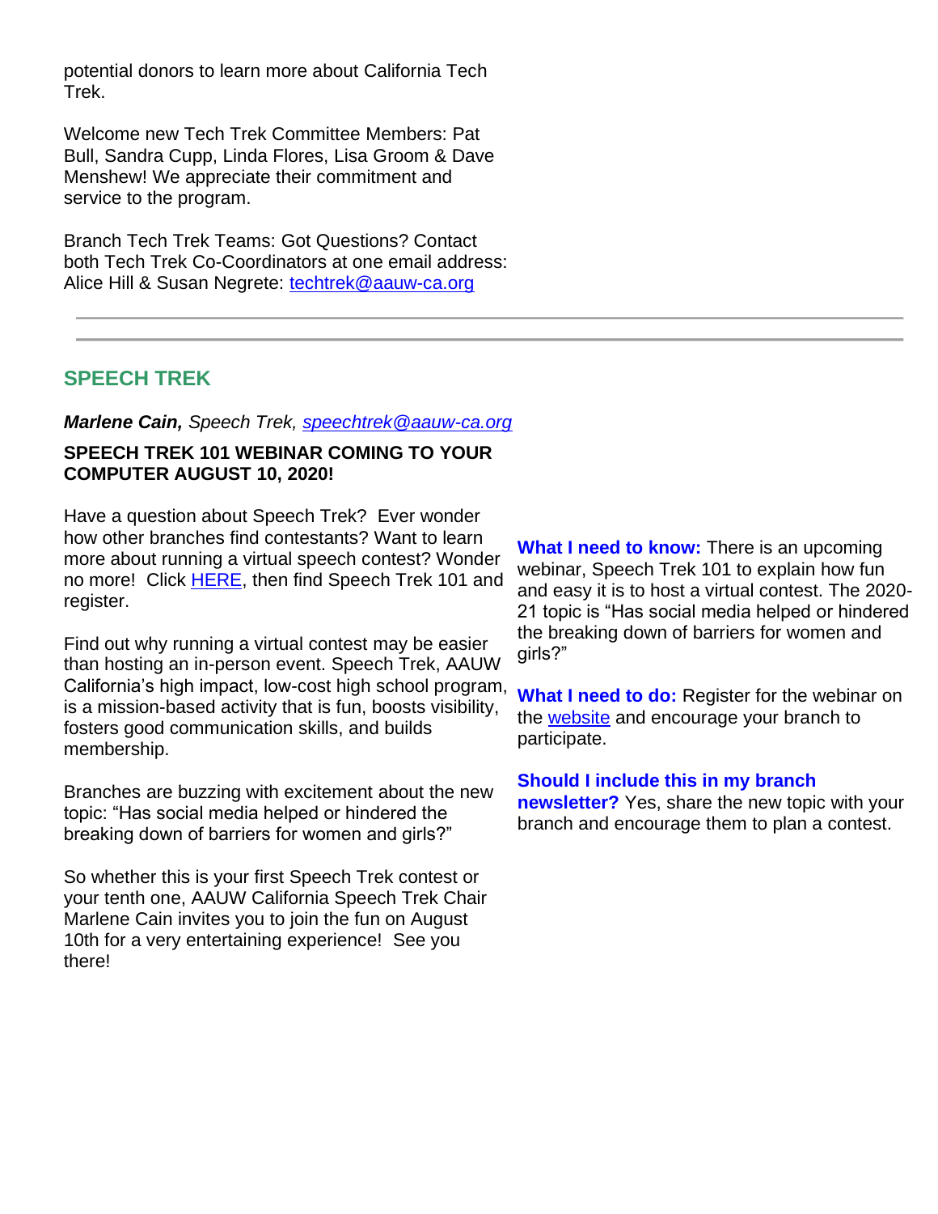potential donors to learn more about California Tech Trek.

Welcome new Tech Trek Committee Members: Pat Bull, Sandra Cupp, Linda Flores, Lisa Groom & Dave Menshew! We appreciate their commitment and service to the program.

Branch Tech Trek Teams: Got Questions? Contact both Tech Trek Co-Coordinators at one email address: Alice Hill & Susan Negrete: [techtrek@aauw-ca.org](mailto:techtrek@aauw-ca.org)

---

## SPEECH TREK

***Marlene Cain,*** *Speech Trek, [speechtrek@aauw-ca.org](mailto:speechtrek@aauw-ca.org)*

**SPEECH TREK 101 WEBINAR COMING TO YOUR COMPUTER AUGUST 10, 2020!**

Have a question about Speech Trek? Ever wonder how other branches find contestants? Want to learn more about running a virtual speech contest? Wonder no more! Click HERE, then find Speech Trek 101 and register.

Find out why running a virtual contest may be easier than hosting an in-person event. Speech Trek, AAUW California's high impact, low-cost high school program, is a mission-based activity that is fun, boosts visibility, fosters good communication skills, and builds membership.

Branches are buzzing with excitement about the new topic: "Has social media helped or hindered the breaking down of barriers for women and girls?"

So whether this is your first Speech Trek contest or your tenth one, AAUW California Speech Trek Chair Marlene Cain invites you to join the fun on August 10th for a very entertaining experience! See you there!

**What I need to know:** There is an upcoming webinar, Speech Trek 101 to explain how fun and easy it is to host a virtual contest. The 2020-21 topic is "Has social media helped or hindered the breaking down of barriers for women and girls?"

**What I need to do:** Register for the webinar on the website and encourage your branch to participate.

**Should I include this in my branch newsletter?** Yes, share the new topic with your branch and encourage them to plan a contest.